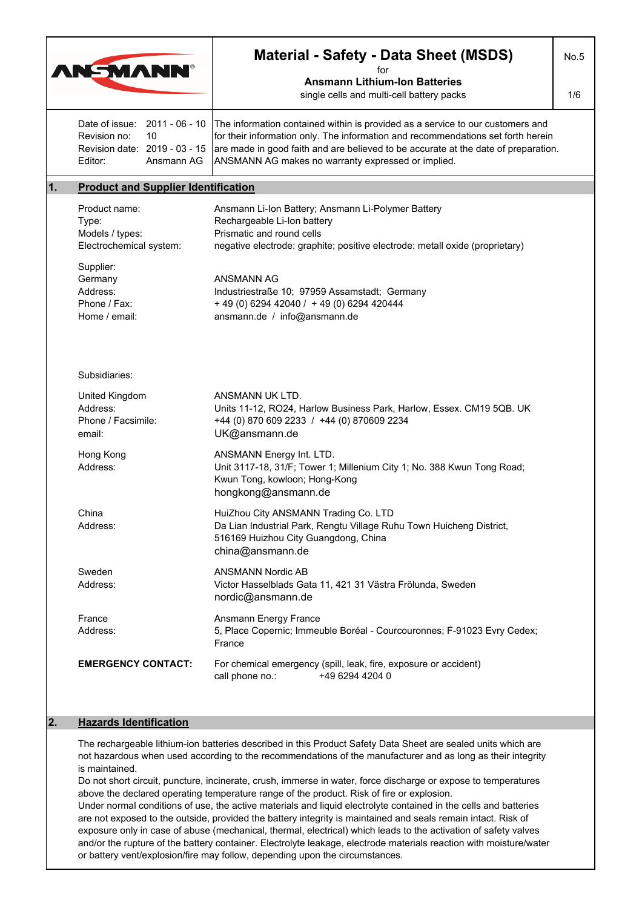# Material - Safety - Data Sheet (MSDS)

for

**Ansmann Lithium-Ion Batteries**

single cells and multi-cell battery packs

No.5

| | |
|---|---|
| Date of issue: | 2011 - 06 - 10 |
| Revision no: | 10 |
| Revision date: | 2019 - 03 - 15 |
| Editor: | Ansmann AG |

The information contained within is provided as a service to our customers and for their information only. The information and recommendations set forth herein are made in good faith and are believed to be accurate at the date of preparation. ANSMANN AG makes no warranty expressed or implied.

## 1. Product and Supplier Identification

| | |
|---|---|
| Product name: | Ansmann Li-Ion Battery; Ansmann Li-Polymer Battery |
| Type: | Rechargeable Li-Ion battery |
| Models / types: | Prismatic and round cells |
| Electrochemical system: | negative electrode: graphite; positive electrode: metall oxide (proprietary) |

Supplier:

| | |
|---|---|
| Germany | ANSMANN AG |
| Address: | Industriestraße 10; 97959 Assamstadt; Germany |
| Phone / Fax: | + 49 (0) 6294 42040 / + 49 (0) 6294 420444 |
| Home / email: | ansmann.de / info@ansmann.de |

Subsidiaries:

| | |
|---|---|
| United Kingdom | ANSMANN UK LTD. |
| Address: | Units 11-12, RO24, Harlow Business Park, Harlow, Essex. CM19 5QB. UK |
| Phone / Facsimile: | +44 (0) 870 609 2233 / +44 (0) 870609 2234 |
| email: | UK@ansmann.de |

| | |
|---|---|
| Hong Kong | ANSMANN Energy Int. LTD. |
| Address: | Unit 3117-18, 31/F; Tower 1; Millenium City 1; No. 388 Kwun Tong Road; Kwun Tong, kowloon; Hong-Kong<br>hongkong@ansmann.de |

| | |
|---|---|
| China | HuiZhou City ANSMANN Trading Co. LTD |
| Address: | Da Lian Industrial Park, Rengtu Village Ruhu Town Huicheng District, 516169 Huizhou City Guangdong, China<br>china@ansmann.de |

| | |
|---|---|
| Sweden | ANSMANN Nordic AB |
| Address: | Victor Hasselblads Gata 11, 421 31 Västra Frölunda, Sweden<br>nordic@ansmann.de |

| | |
|---|---|
| France | Ansmann Energy France |
| Address: | 5, Place Copernic; Immeuble Boréal - Courcouronnes; F-91023 Evry Cedex; France |

**EMERGENCY CONTACT:** For chemical emergency (spill, leak, fire, exposure or accident) call phone no.: +49 6294 4204 0

## 2. Hazards Identification

The rechargeable lithium-ion batteries described in this Product Safety Data Sheet are sealed units which are not hazardous when used according to the recommendations of the manufacturer and as long as their integrity is maintained.

Do not short circuit, puncture, incinerate, crush, immerse in water, force discharge or expose to temperatures above the declared operating temperature range of the product. Risk of fire or explosion.

Under normal conditions of use, the active materials and liquid electrolyte contained in the cells and batteries are not exposed to the outside, provided the battery integrity is maintained and seals remain intact. Risk of exposure only in case of abuse (mechanical, thermal, electrical) which leads to the activation of safety valves and/or the rupture of the battery container. Electrolyte leakage, electrode materials reaction with moisture/water or battery vent/explosion/fire may follow, depending upon the circumstances.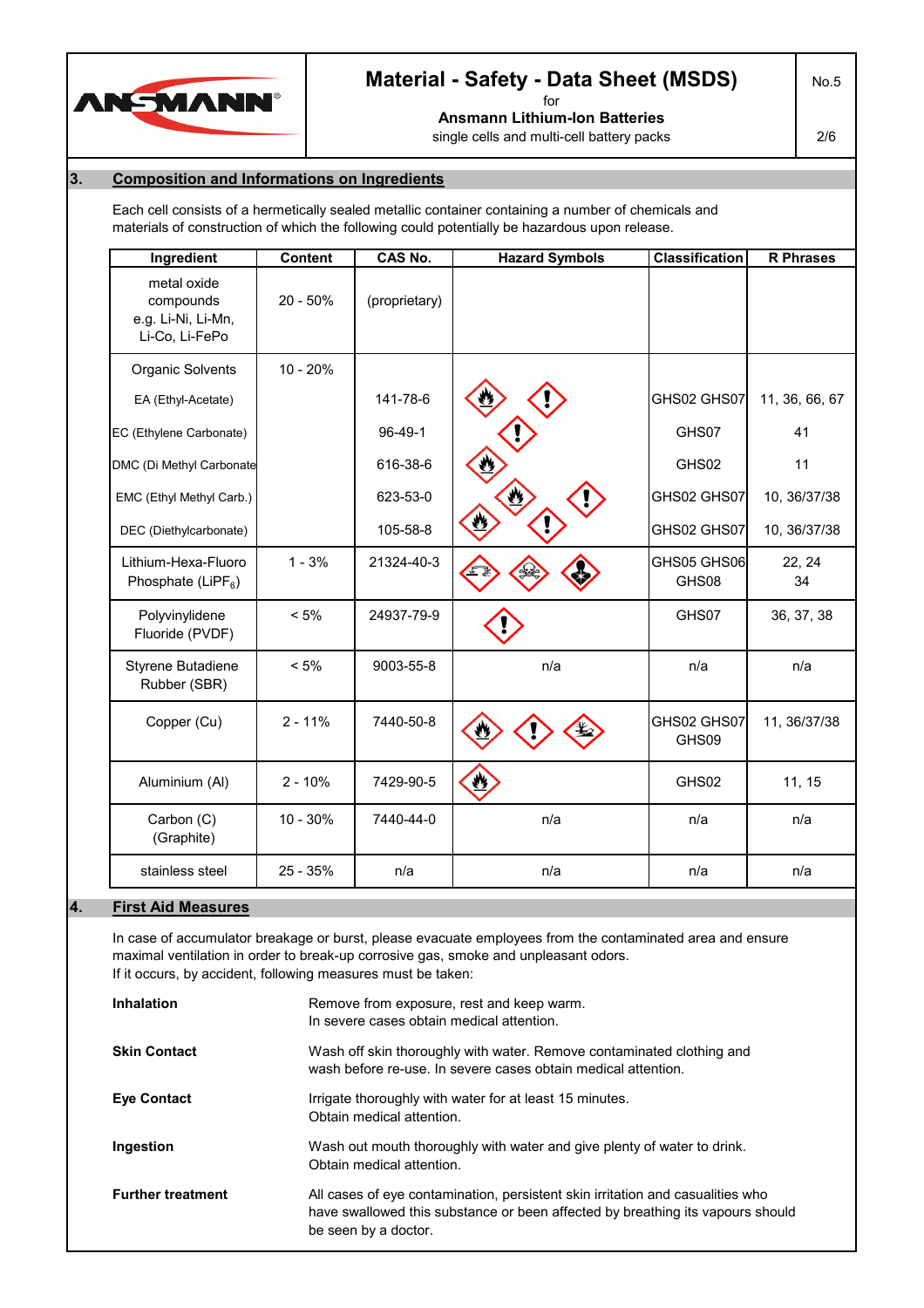## 3. Composition and Informations on Ingredients

Each cell consists of a hermetically sealed metallic container containing a number of chemicals and materials of construction of which the following could potentially be hazardous upon release.

| Ingredient | Content | CAS No. | Hazard Symbols | Classification | R Phrases |
|---|---|---|---|---|---|
| metal oxide compounds e.g. Li-Ni, Li-Mn, Li-Co, Li-FePo | 20 - 50% | (proprietary) | | | |
| Organic Solvents | 10 - 20% | | | | |
| EA (Ethyl-Acetate) | | 141-78-6 | | GHS02 GHS07 | 11, 36, 66, 67 |
| EC (Ethylene Carbonate) | | 96-49-1 | | GHS07 | 41 |
| DMC (Di Methyl Carbonate | | 616-38-6 | | GHS02 | 11 |
| EMC (Ethyl Methyl Carb.) | | 623-53-0 | | GHS02 GHS07 | 10, 36/37/38 |
| DEC (Diethylcarbonate) | | 105-58-8 | | GHS02 GHS07 | 10, 36/37/38 |
| Lithium-Hexa-Fluoro Phosphate ($LiPF_6$) | 1 - 3% | 21324-40-3 | | GHS05 GHS06 GHS08 | 22, 24 34 |
| Polyvinylidene Fluoride (PVDF) | < 5% | 24937-79-9 | | GHS07 | 36, 37, 38 |
| Styrene Butadiene Rubber (SBR) | < 5% | 9003-55-8 | n/a | n/a | n/a |
| Copper (Cu) | 2 - 11% | 7440-50-8 | | GHS02 GHS07 GHS09 | 11, 36/37/38 |
| Aluminium (Al) | 2 - 10% | 7429-90-5 | | GHS02 | 11, 15 |
| Carbon (C) (Graphite) | 10 - 30% | 7440-44-0 | n/a | n/a | n/a |
| stainless steel | 25 - 35% | n/a | n/a | n/a | n/a |

## 4. First Aid Measures

In case of accumulator breakage or burst, please evacuate employees from the contaminated area and ensure maximal ventilation in order to break-up corrosive gas, smoke and unpleasant odors.
If it occurs, by accident, following measures must be taken:

**Inhalation**
Remove from exposure, rest and keep warm.
In severe cases obtain medical attention.

**Skin Contact**
Wash off skin thoroughly with water. Remove contaminated clothing and wash before re-use. In severe cases obtain medical attention.

**Eye Contact**
Irrigate thoroughly with water for at least 15 minutes.
Obtain medical attention.

**Ingestion**
Wash out mouth thoroughly with water and give plenty of water to drink.
Obtain medical attention.

**Further treatment**
All cases of eye contamination, persistent skin irritation and casualties who have swallowed this substance or been affected by breathing its vapours should be seen by a doctor.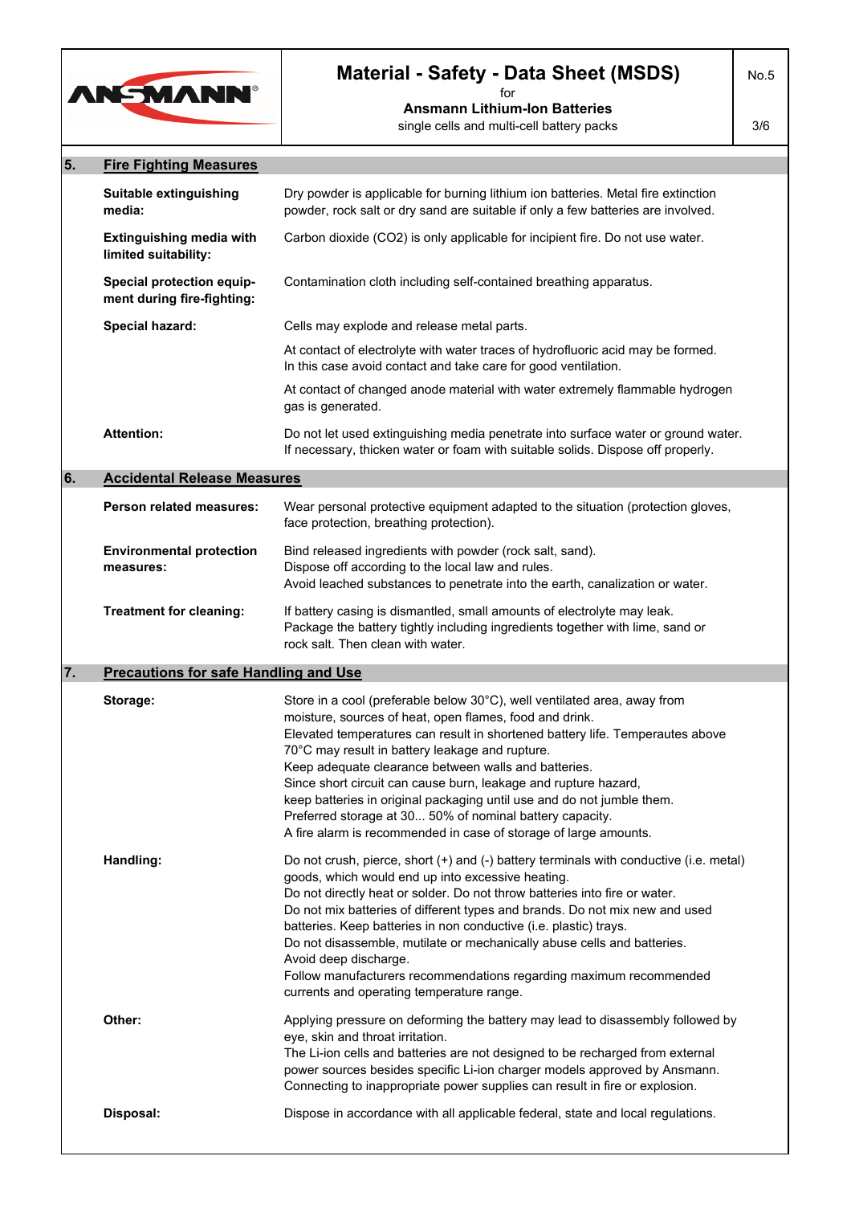## 5. Fire Fighting Measures

| | |
|---|---|
| **Suitable extinguishing media:** | Dry powder is applicable for burning lithium ion batteries. Metal fire extinction powder, rock salt or dry sand are suitable if only a few batteries are involved. |
| **Extinguishing media with limited suitability:** | Carbon dioxide ($CO_2$) is only applicable for incipient fire. Do not use water. |
| **Special protection equipment during fire-fighting:** | Contamination cloth including self-contained breathing apparatus. |
| **Special hazard:** | Cells may explode and release metal parts.<br>At contact of electrolyte with water traces of hydrofluoric acid may be formed. In this case avoid contact and take care for good ventilation.<br>At contact of changed anode material with water extremely flammable hydrogen gas is generated. |
| **Attention:** | Do not let used extinguishing media penetrate into surface water or ground water. If necessary, thicken water or foam with suitable solids. Dispose off properly. |

## 6. Accidental Release Measures

| | |
|---|---|
| **Person related measures:** | Wear personal protective equipment adapted to the situation (protection gloves, face protection, breathing protection). |
| **Environmental protection measures:** | Bind released ingredients with powder (rock salt, sand).<br>Dispose off according to the local law and rules.<br>Avoid leached substances to penetrate into the earth, canalization or water. |
| **Treatment for cleaning:** | If battery casing is dismantled, small amounts of electrolyte may leak.<br>Package the battery tightly including ingredients together with lime, sand or rock salt. Then clean with water. |

## 7. Precautions for safe Handling and Use

| | |
|---|---|
| **Storage:** | Store in a cool (preferable below 30°C), well ventilated area, away from moisture, sources of heat, open flames, food and drink.<br>Elevated temperatures can result in shortened battery life. Temperautes above 70°C may result in battery leakage and rupture.<br>Keep adequate clearance between walls and batteries.<br>Since short circuit can cause burn, leakage and rupture hazard, keep batteries in original packaging until use and do not jumble them.<br>Preferred storage at 30... 50% of nominal battery capacity.<br>A fire alarm is recommended in case of storage of large amounts. |
| **Handling:** | Do not crush, pierce, short (+) and (-) battery terminals with conductive (i.e. metal) goods, which would end up into excessive heating.<br>Do not directly heat or solder. Do not throw batteries into fire or water.<br>Do not mix batteries of different types and brands. Do not mix new and used batteries. Keep batteries in non conductive (i.e. plastic) trays.<br>Do not disassemble, mutilate or mechanically abuse cells and batteries.<br>Avoid deep discharge.<br>Follow manufacturers recommendations regarding maximum recommended currents and operating temperature range. |
| **Other:** | Applying pressure on deforming the battery may lead to disassembly followed by eye, skin and throat irritation.<br>The Li-ion cells and batteries are not designed to be recharged from external power sources besides specific Li-ion charger models approved by Ansmann.<br>Connecting to inappropriate power supplies can result in fire or explosion. |
| **Disposal:** | Dispose in accordance with all applicable federal, state and local regulations. |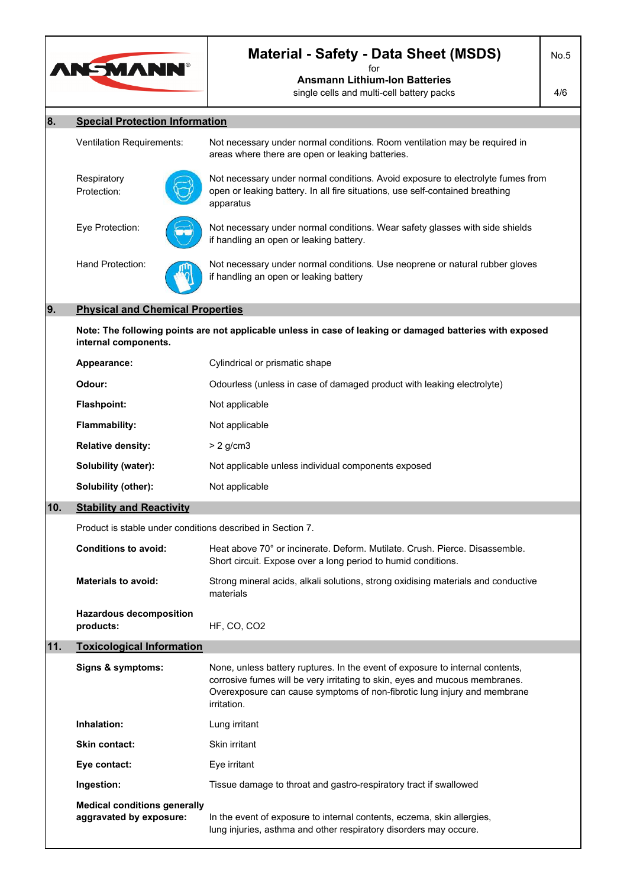## 8. Special Protection Information

| | |
|---|---|
| Ventilation Requirements: | Not necessary under normal conditions. Room ventilation may be required in areas where there are open or leaking batteries. |
| Respiratory Protection: | Not necessary under normal conditions. Avoid exposure to electrolyte fumes from open or leaking battery. In all fire situations, use self-contained breathing apparatus |
| Eye Protection: | Not necessary under normal conditions. Wear safety glasses with side shields if handling an open or leaking battery. |
| Hand Protection: | Not necessary under normal conditions. Use neoprene or natural rubber gloves if handling an open or leaking battery |

## 9. Physical and Chemical Properties

**Note: The following points are not applicable unless in case of leaking or damaged batteries with exposed internal components.**

| | |
|---|---|
| **Appearance:** | Cylindrical or prismatic shape |
| **Odour:** | Odourless (unless in case of damaged product with leaking electrolyte) |
| **Flashpoint:** | Not applicable |
| **Flammability:** | Not applicable |
| **Relative density:** | > 2 g/cm3 |
| **Solubility (water):** | Not applicable unless individual components exposed |
| **Solubility (other):** | Not applicable |

## 10. Stability and Reactivity

Product is stable under conditions described in Section 7.

| | |
|---|---|
| **Conditions to avoid:** | Heat above 70° or incinerate. Deform. Mutilate. Crush. Pierce. Disassemble. Short circuit. Expose over a long period to humid conditions. |
| **Materials to avoid:** | Strong mineral acids, alkali solutions, strong oxidising materials and conductive materials |
| **Hazardous decomposition products:** | HF, CO, $CO_2$ |

## 11. Toxicological Information

| | |
|---|---|
| **Signs & symptoms:** | None, unless battery ruptures. In the event of exposure to internal contents, corrosive fumes will be very irritating to skin, eyes and mucous membranes. Overexposure can cause symptoms of non-fibrotic lung injury and membrane irritation. |
| **Inhalation:** | Lung irritant |
| **Skin contact:** | Skin irritant |
| **Eye contact:** | Eye irritant |
| **Ingestion:** | Tissue damage to throat and gastro-respiratory tract if swallowed |
| **Medical conditions generally aggravated by exposure:** | In the event of exposure to internal contents, eczema, skin allergies, lung injuries, asthma and other respiratory disorders may occure. |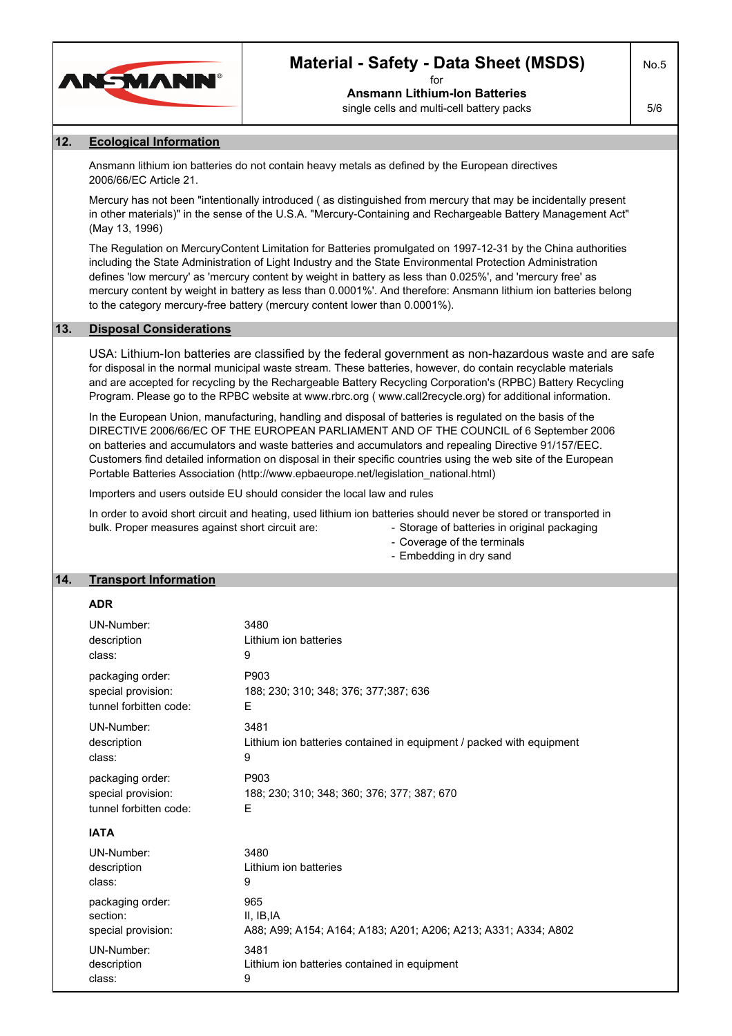## 12. Ecological Information

Ansmann lithium ion batteries do not contain heavy metals as defined by the European directives 2006/66/EC Article 21.

Mercury has not been "intentionally introduced ( as distinguished from mercury that may be incidentally present in other materials)" in the sense of the U.S.A. "Mercury-Containing and Rechargeable Battery Management Act" (May 13, 1996)

The Regulation on MercuryContent Limitation for Batteries promulgated on 1997-12-31 by the China authorities including the State Administration of Light Industry and the State Environmental Protection Administration defines 'low mercury' as 'mercury content by weight in battery as less than 0.025%', and 'mercury free' as mercury content by weight in battery as less than 0.0001%'. And therefore: Ansmann lithium ion batteries belong to the category mercury-free battery (mercury content lower than 0.0001%).

## 13. Disposal Considerations

USA: Lithium-Ion batteries are classified by the federal government as non-hazardous waste and are safe for disposal in the normal municipal waste stream. These batteries, however, do contain recyclable materials and are accepted for recycling by the Rechargeable Battery Recycling Corporation's (RPBC) Battery Recycling Program. Please go to the RPBC website at www.rbrc.org ( www.call2recycle.org) for additional information.

In the European Union, manufacturing, handling and disposal of batteries is regulated on the basis of the DIRECTIVE 2006/66/EC OF THE EUROPEAN PARLIAMENT AND OF THE COUNCIL of 6 September 2006 on batteries and accumulators and waste batteries and accumulators and repealing Directive 91/157/EEC. Customers find detailed information on disposal in their specific countries using the web site of the European Portable Batteries Association (http://www.epbaeurope.net/legislation_national.html)

Importers and users outside EU should consider the local law and rules

In order to avoid short circuit and heating, used lithium ion batteries should never be stored or transported in bulk. Proper measures against short circuit are:

- Storage of batteries in original packaging
- Coverage of the terminals
- Embedding in dry sand

## 14. Transport Information

**ADR**

| | |
|---|---|
| UN-Number: | 3480 |
| description | Lithium ion batteries |
| class: | 9 |
| packaging order: | P903 |
| special provision: | 188; 230; 310; 348; 376; 377;387; 636 |
| tunnel forbitten code: | E |
| UN-Number: | 3481 |
| description | Lithium ion batteries contained in equipment / packed with equipment |
| class: | 9 |
| packaging order: | P903 |
| special provision: | 188; 230; 310; 348; 360; 376; 377; 387; 670 |
| tunnel forbitten code: | E |

**IATA**

| | |
|---|---|
| UN-Number: | 3480 |
| description | Lithium ion batteries |
| class: | 9 |
| packaging order: | 965 |
| section: | II, IB,IA |
| special provision: | A88; A99; A154; A164; A183; A201; A206; A213; A331; A334; A802 |
| UN-Number: | 3481 |
| description | Lithium ion batteries contained in equipment |
| class: | 9 |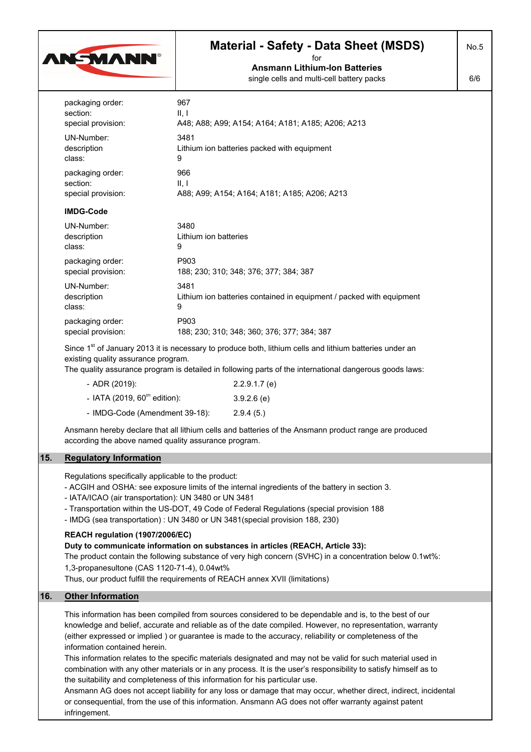| | |
|---|---|
| packaging order: | 967 |
| section: | II, I |
| special provision: | A48; A88; A99; A154; A164; A181; A185; A206; A213 |
| UN-Number: | 3481 |
| description | Lithium ion batteries packed with equipment |
| class: | 9 |
| packaging order: | 966 |
| section: | II, I |
| special provision: | A88; A99; A154; A164; A181; A185; A206; A213 |

**IMDG-Code**

| | |
|---|---|
| UN-Number: | 3480 |
| description | Lithium ion batteries |
| class: | 9 |
| packaging order: | P903 |
| special provision: | 188; 230; 310; 348; 376; 377; 384; 387 |
| UN-Number: | 3481 |
| description | Lithium ion batteries contained in equipment / packed with equipment |
| class: | 9 |
| packaging order: | P903 |
| special provision: | 188; 230; 310; 348; 360; 376; 377; 384; 387 |

Since 1st of January 2013 it is necessary to produce both, lithium cells and lithium batteries under an existing quality assurance program.
The quality assurance program is detailed in following parts of the international dangerous goods laws:

| | |
|---|---|
| - ADR (2019): | 2.2.9.1.7 (e) |
| - IATA (2019, 60th edition): | 3.9.2.6 (e) |
| - IMDG-Code (Amendment 39-18): | 2.9.4 (5.) |

Ansmann hereby declare that all lithium cells and batteries of the Ansmann product range are produced according the above named quality assurance program.

## 15. Regulatory Information

Regulations specifically applicable to the product:
- ACGIH and OSHA: see exposure limits of the internal ingredients of the battery in section 3.
- IATA/ICAO (air transportation): UN 3480 or UN 3481
- Transportation within the US-DOT, 49 Code of Federal Regulations (special provision 188
- IMDG (sea transportation) : UN 3480 or UN 3481(special provision 188, 230)

**REACH regulation (1907/2006/EC)**
**Duty to communicate information on substances in articles (REACH, Article 33):**
The product contain the following substance of very high concern (SVHC) in a concentration below 0.1wt%:
1,3-propanesultone (CAS 1120-71-4), 0.04wt%
Thus, our product fulfill the requirements of REACH annex XVII (limitations)

## 16. Other Information

This information has been compiled from sources considered to be dependable and is, to the best of our knowledge and belief, accurate and reliable as of the date compiled. However, no representation, warranty (either expressed or implied ) or guarantee is made to the accuracy, reliability or completeness of the information contained herein.
This information relates to the specific materials designated and may not be valid for such material used in combination with any other materials or in any process. It is the user's responsibility to satisfy himself as to the suitability and completeness of this information for his particular use.
Ansmann AG does not accept liability for any loss or damage that may occur, whether direct, indirect, incidental or consequential, from the use of this information. Ansmann AG does not offer warranty against patent infringement.